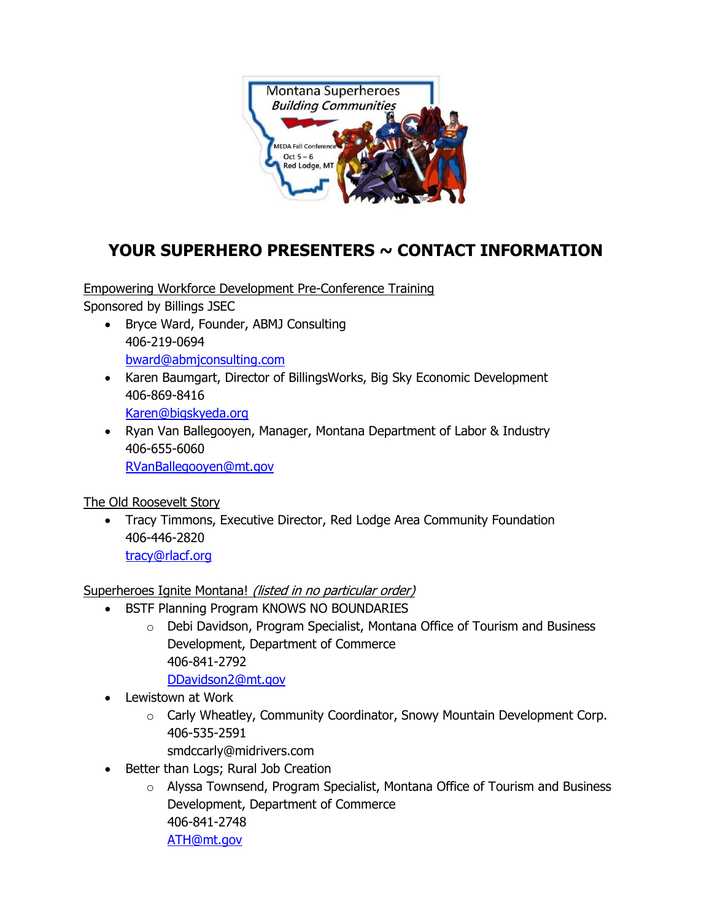Montana Superheroes
*Building Communities*

MEDA Fall Conference
Oct 5 – 6
Red Lodge, MT

# YOUR SUPERHERO PRESENTERS ~ CONTACT INFORMATION

Empowering Workforce Development Pre-Conference Training
Sponsored by Billings JSEC

- Bryce Ward, Founder, ABMJ Consulting
  406-219-0694
  bward@abmjconsulting.com
- Karen Baumgart, Director of BillingsWorks, Big Sky Economic Development
  406-869-8416
  Karen@bigskyeda.org
- Ryan Van Ballegooyen, Manager, Montana Department of Labor & Industry
  406-655-6060
  RVanBallegooyen@mt.gov

The Old Roosevelt Story

- Tracy Timmons, Executive Director, Red Lodge Area Community Foundation
  406-446-2820
  tracy@rlacf.org

Superheroes Ignite Montana! *(listed in no particular order)*

- BSTF Planning Program KNOWS NO BOUNDARIES
  - Debi Davidson, Program Specialist, Montana Office of Tourism and Business Development, Department of Commerce
    406-841-2792
    DDavidson2@mt.gov
- Lewistown at Work
  - Carly Wheatley, Community Coordinator, Snowy Mountain Development Corp.
    406-535-2591
    smdccarly@midrivers.com
- Better than Logs; Rural Job Creation
  - Alyssa Townsend, Program Specialist, Montana Office of Tourism and Business Development, Department of Commerce
    406-841-2748
    ATH@mt.gov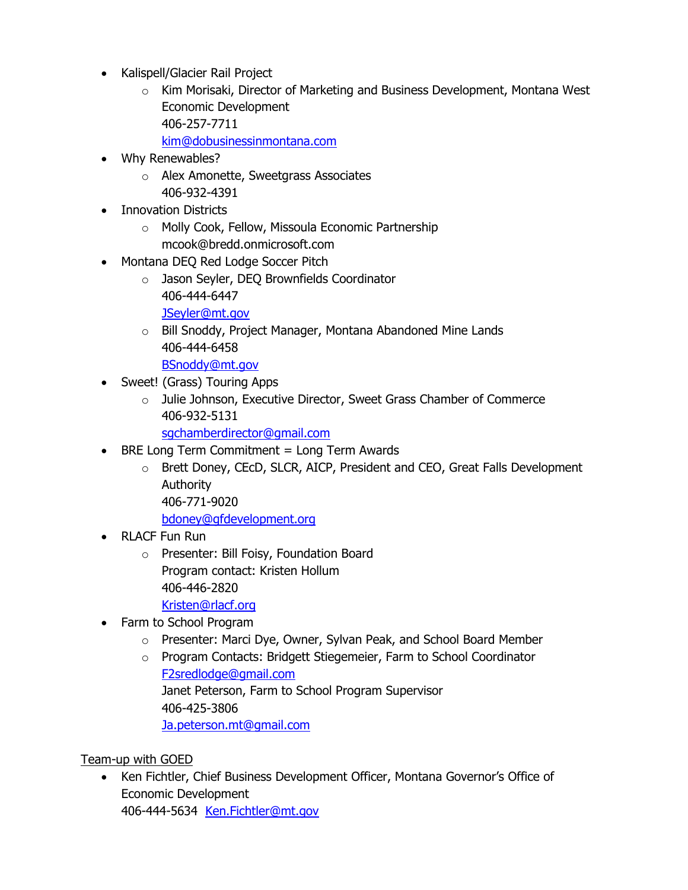- Kalispell/Glacier Rail Project
  - Kim Morisaki, Director of Marketing and Business Development, Montana West Economic Development
    406-257-7711
    kim@dobusinessinmontana.com
- Why Renewables?
  - Alex Amonette, Sweetgrass Associates
    406-932-4391
- Innovation Districts
  - Molly Cook, Fellow, Missoula Economic Partnership
    mcook@bredd.onmicrosoft.com
- Montana DEQ Red Lodge Soccer Pitch
  - Jason Seyler, DEQ Brownfields Coordinator
    406-444-6447
    JSeyler@mt.gov
  - Bill Snoddy, Project Manager, Montana Abandoned Mine Lands
    406-444-6458
    BSnoddy@mt.gov
- Sweet! (Grass) Touring Apps
  - Julie Johnson, Executive Director, Sweet Grass Chamber of Commerce
    406-932-5131
    sgchamberdirector@gmail.com
- BRE Long Term Commitment = Long Term Awards
  - Brett Doney, CEcD, SLCR, AICP, President and CEO, Great Falls Development Authority
    406-771-9020
    bdoney@gfdevelopment.org
- RLACF Fun Run
  - Presenter: Bill Foisy, Foundation Board
    Program contact: Kristen Hollum
    406-446-2820
    Kristen@rlacf.org
- Farm to School Program
  - Presenter: Marci Dye, Owner, Sylvan Peak, and School Board Member
  - Program Contacts: Bridgett Stiegemeier, Farm to School Coordinator
    F2sredlodge@gmail.com
    Janet Peterson, Farm to School Program Supervisor
    406-425-3806
    Ja.peterson.mt@gmail.com

Team-up with GOED

- Ken Fichtler, Chief Business Development Officer, Montana Governor's Office of Economic Development
  406-444-5634 Ken.Fichtler@mt.gov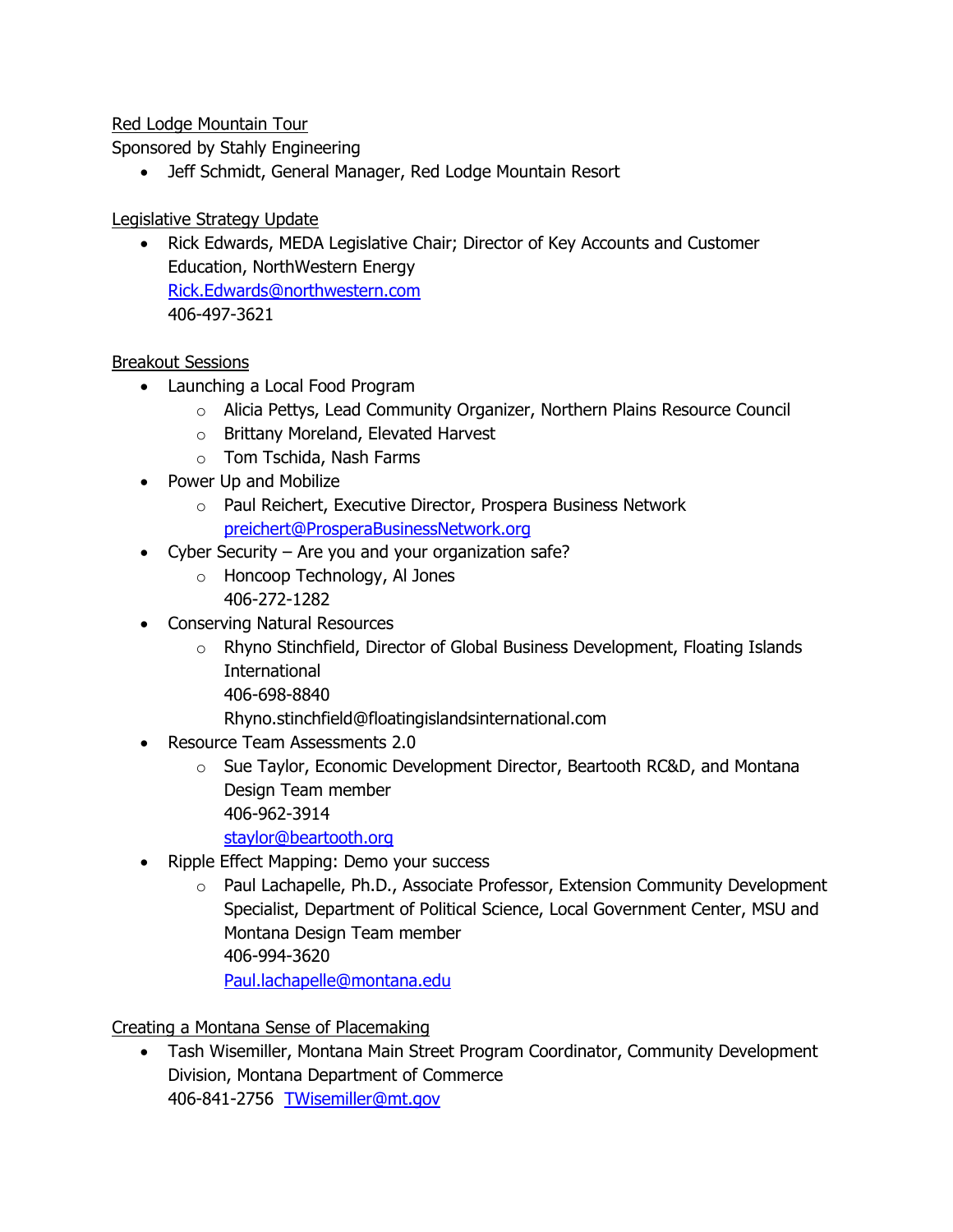Red Lodge Mountain Tour
Sponsored by Stahly Engineering

- Jeff Schmidt, General Manager, Red Lodge Mountain Resort

Legislative Strategy Update

- Rick Edwards, MEDA Legislative Chair; Director of Key Accounts and Customer Education, NorthWestern Energy
  Rick.Edwards@northwestern.com
  406-497-3621

Breakout Sessions

- Launching a Local Food Program
  - Alicia Pettys, Lead Community Organizer, Northern Plains Resource Council
  - Brittany Moreland, Elevated Harvest
  - Tom Tschida, Nash Farms
- Power Up and Mobilize
  - Paul Reichert, Executive Director, Prospera Business Network
    preichert@ProsperaBusinessNetwork.org
- Cyber Security – Are you and your organization safe?
  - Honcoop Technology, Al Jones
    406-272-1282
- Conserving Natural Resources
  - Rhyno Stinchfield, Director of Global Business Development, Floating Islands International
    406-698-8840
    Rhyno.stinchfield@floatingislandsinternational.com
- Resource Team Assessments 2.0
  - Sue Taylor, Economic Development Director, Beartooth RC&D, and Montana Design Team member
    406-962-3914
    staylor@beartooth.org
- Ripple Effect Mapping: Demo your success
  - Paul Lachapelle, Ph.D., Associate Professor, Extension Community Development Specialist, Department of Political Science, Local Government Center, MSU and Montana Design Team member
    406-994-3620
    Paul.lachapelle@montana.edu

Creating a Montana Sense of Placemaking

- Tash Wisemiller, Montana Main Street Program Coordinator, Community Development Division, Montana Department of Commerce
  406-841-2756 TWisemiller@mt.gov